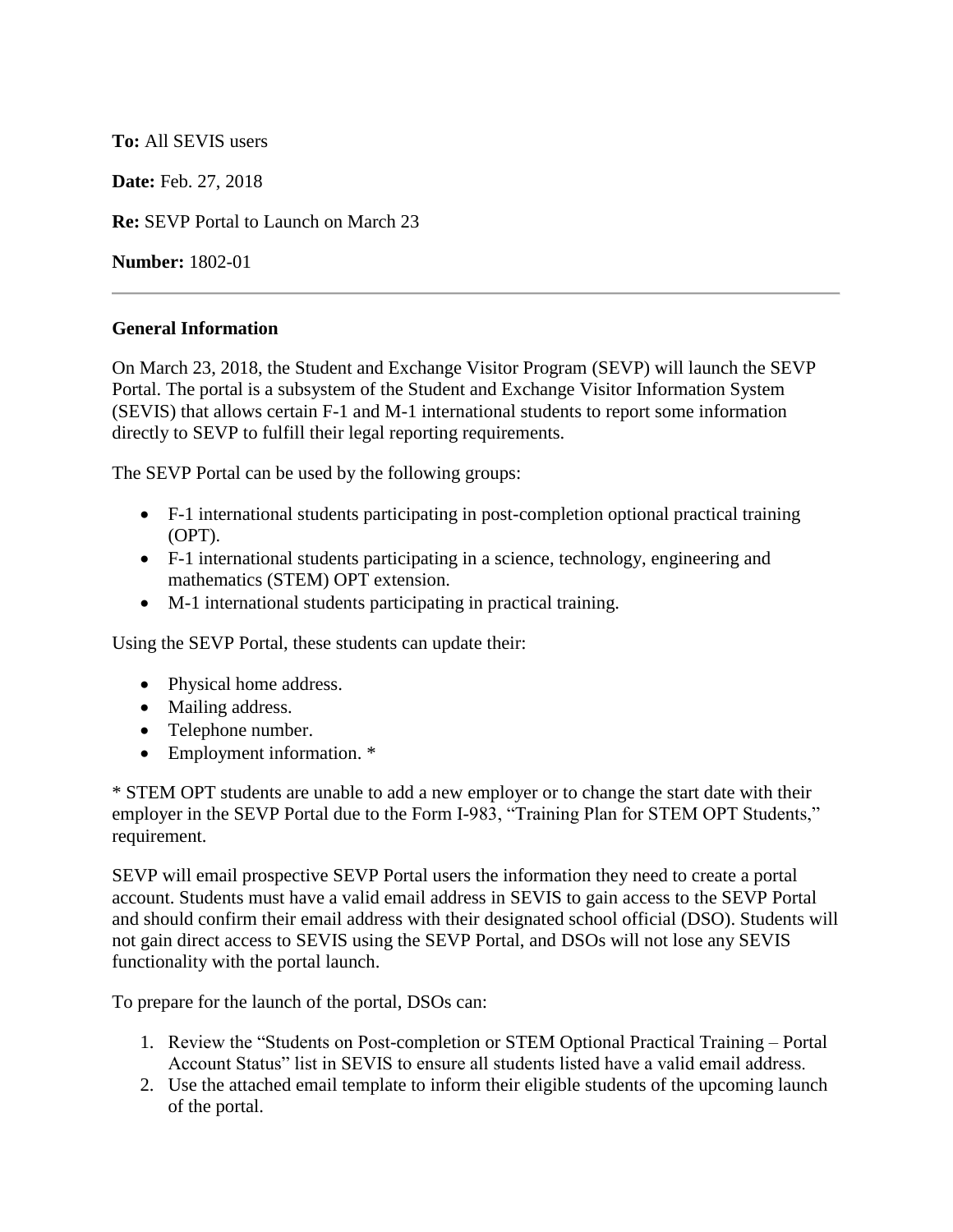**To:** All SEVIS users

**Date:** Feb. 27, 2018

**Re:** SEVP Portal to Launch on March 23

**Number:** 1802-01

---

**General Information**

On March 23, 2018, the Student and Exchange Visitor Program (SEVP) will launch the SEVP Portal. The portal is a subsystem of the Student and Exchange Visitor Information System (SEVIS) that allows certain F-1 and M-1 international students to report some information directly to SEVP to fulfill their legal reporting requirements.

The SEVP Portal can be used by the following groups:

- F-1 international students participating in post-completion optional practical training (OPT).
- F-1 international students participating in a science, technology, engineering and mathematics (STEM) OPT extension.
- M-1 international students participating in practical training.

Using the SEVP Portal, these students can update their:

- Physical home address.
- Mailing address.
- Telephone number.
- Employment information. *

* STEM OPT students are unable to add a new employer or to change the start date with their employer in the SEVP Portal due to the Form I-983, "Training Plan for STEM OPT Students," requirement.

SEVP will email prospective SEVP Portal users the information they need to create a portal account. Students must have a valid email address in SEVIS to gain access to the SEVP Portal and should confirm their email address with their designated school official (DSO). Students will not gain direct access to SEVIS using the SEVP Portal, and DSOs will not lose any SEVIS functionality with the portal launch.

To prepare for the launch of the portal, DSOs can:

1. Review the "Students on Post-completion or STEM Optional Practical Training – Portal Account Status" list in SEVIS to ensure all students listed have a valid email address.
2. Use the attached email template to inform their eligible students of the upcoming launch of the portal.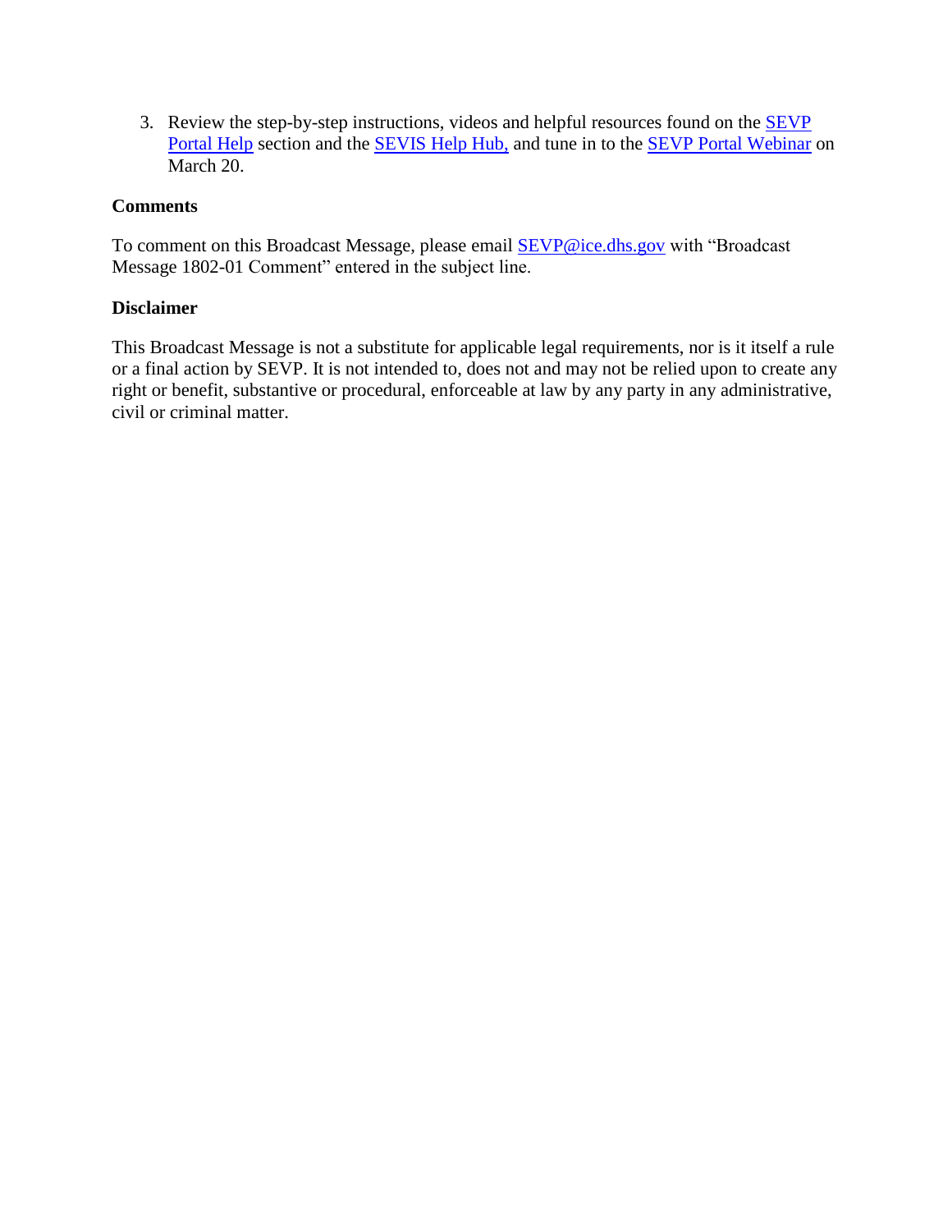3. Review the step-by-step instructions, videos and helpful resources found on the SEVP Portal Help section and the SEVIS Help Hub, and tune in to the SEVP Portal Webinar on March 20.

**Comments**

To comment on this Broadcast Message, please email SEVP@ice.dhs.gov with "Broadcast Message 1802-01 Comment" entered in the subject line.

**Disclaimer**

This Broadcast Message is not a substitute for applicable legal requirements, nor is it itself a rule or a final action by SEVP. It is not intended to, does not and may not be relied upon to create any right or benefit, substantive or procedural, enforceable at law by any party in any administrative, civil or criminal matter.